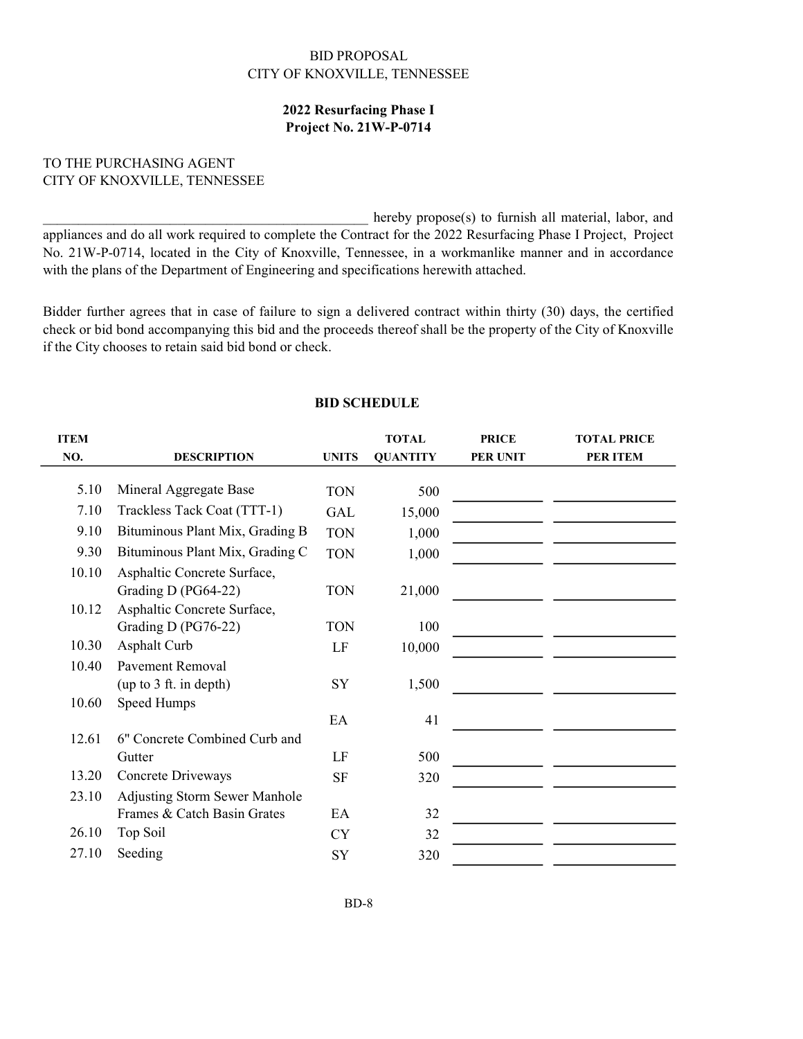BID PROPOSAL
CITY OF KNOXVILLE, TENNESSEE

**2022 Resurfacing Phase I**
**Project No. 21W-P-0714**

TO THE PURCHASING AGENT
CITY OF KNOXVILLE, TENNESSEE

_________________________________________________ hereby propose(s) to furnish all material, labor, and appliances and do all work required to complete the Contract for the 2022 Resurfacing Phase I Project, Project No. 21W-P-0714, located in the City of Knoxville, Tennessee, in a workmanlike manner and in accordance with the plans of the Department of Engineering and specifications herewith attached.

Bidder further agrees that in case of failure to sign a delivered contract within thirty (30) days, the certified check or bid bond accompanying this bid and the proceeds thereof shall be the property of the City of Knoxville if the City chooses to retain said bid bond or check.

**BID SCHEDULE**

| ITEM NO. | DESCRIPTION | UNITS | TOTAL QUANTITY | PRICE PER UNIT | TOTAL PRICE PER ITEM |
|---|---|---|---|---|---|
| 5.10 | Mineral Aggregate Base | TON | 500 | | |
| 7.10 | Trackless Tack Coat (TTT-1) | GAL | 15,000 | | |
| 9.10 | Bituminous Plant Mix, Grading B | TON | 1,000 | | |
| 9.30 | Bituminous Plant Mix, Grading C | TON | 1,000 | | |
| 10.10 | Asphaltic Concrete Surface, Grading D (PG64-22) | TON | 21,000 | | |
| 10.12 | Asphaltic Concrete Surface, Grading D (PG76-22) | TON | 100 | | |
| 10.30 | Asphalt Curb | LF | 10,000 | | |
| 10.40 | Pavement Removal (up to 3 ft. in depth) | SY | 1,500 | | |
| 10.60 | Speed Humps | EA | 41 | | |
| 12.61 | 6" Concrete Combined Curb and Gutter | LF | 500 | | |
| 13.20 | Concrete Driveways | SF | 320 | | |
| 23.10 | Adjusting Storm Sewer Manhole Frames & Catch Basin Grates | EA | 32 | | |
| 26.10 | Top Soil | CY | 32 | | |
| 27.10 | Seeding | SY | 320 | | |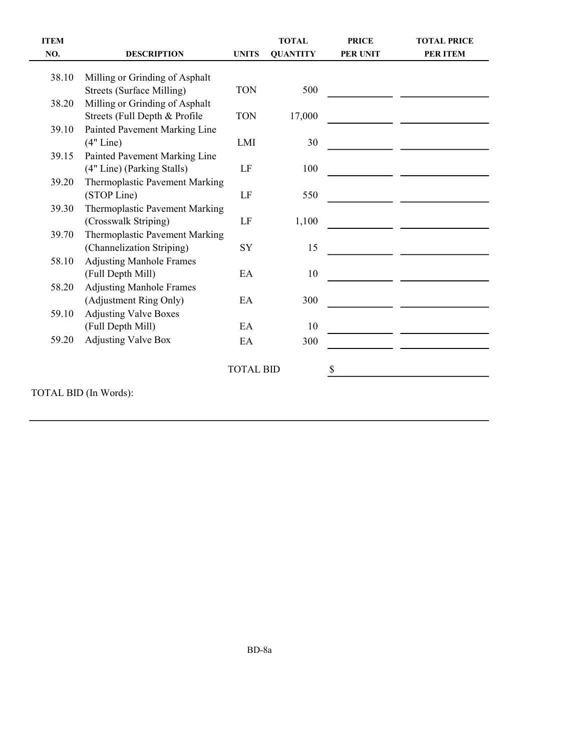| ITEM NO. | DESCRIPTION | UNITS | TOTAL QUANTITY | PRICE PER UNIT | TOTAL PRICE PER ITEM |
|---|---|---|---|---|---|
| 38.10 | Milling or Grinding of Asphalt Streets (Surface Milling) | TON | 500 | | |
| 38.20 | Milling or Grinding of Asphalt Streets (Full Depth & Profile | TON | 17,000 | | |
| 39.10 | Painted Pavement Marking Line (4" Line) | LMI | 30 | | |
| 39.15 | Painted Pavement Marking Line (4" Line) (Parking Stalls) | LF | 100 | | |
| 39.20 | Thermoplastic Pavement Marking (STOP Line) | LF | 550 | | |
| 39.30 | Thermoplastic Pavement Marking (Crosswalk Striping) | LF | 1,100 | | |
| 39.70 | Thermoplastic Pavement Marking (Channelization Striping) | SY | 15 | | |
| 58.10 | Adjusting Manhole Frames (Full Depth Mill) | EA | 10 | | |
| 58.20 | Adjusting Manhole Frames (Adjustment Ring Only) | EA | 300 | | |
| 59.10 | Adjusting Valve Boxes (Full Depth Mill) | EA | 10 | | |
| 59.20 | Adjusting Valve Box | EA | 300 | | |
| | | TOTAL BID | | $ | |

TOTAL BID (In Words): ____________________________________________